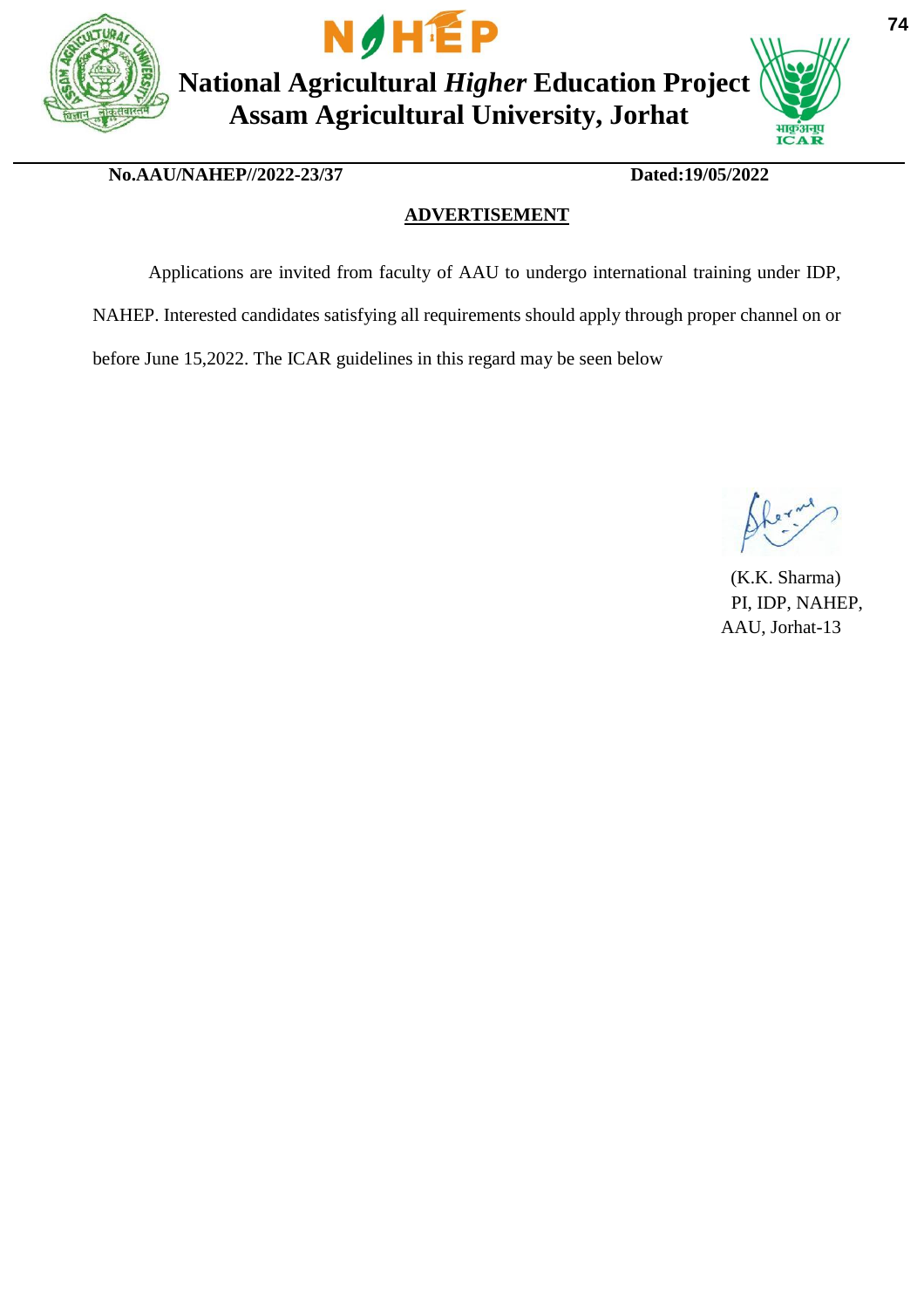**National Agricultural *Higher* Education Project**
**Assam Agricultural University, Jorhat**

**No.AAU/NAHEP//2022-23/37** **Dated:19/05/2022**

## ADVERTISEMENT

Applications are invited from faculty of AAU to undergo international training under IDP, NAHEP. Interested candidates satisfying all requirements should apply through proper channel on or before June 15,2022. The ICAR guidelines in this regard may be seen below

(K.K. Sharma)
PI, IDP, NAHEP,
AAU, Jorhat-13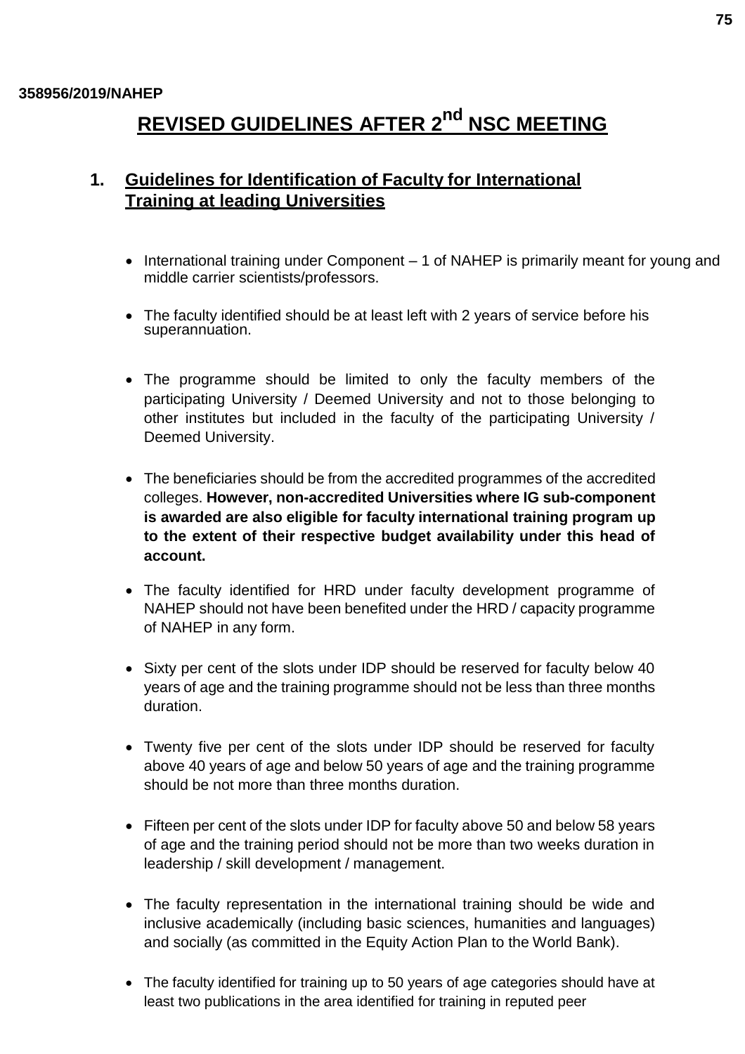358956/2019/NAHEP

# REVISED GUIDELINES AFTER 2nd NSC MEETING

## 1. Guidelines for Identification of Faculty for International Training at leading Universities

- International training under Component – 1 of NAHEP is primarily meant for young and middle carrier scientists/professors.
- The faculty identified should be at least left with 2 years of service before his superannuation.
- The programme should be limited to only the faculty members of the participating University / Deemed University and not to those belonging to other institutes but included in the faculty of the participating University / Deemed University.
- The beneficiaries should be from the accredited programmes of the accredited colleges. **However, non-accredited Universities where IG sub-component is awarded are also eligible for faculty international training program up to the extent of their respective budget availability under this head of account.**
- The faculty identified for HRD under faculty development programme of NAHEP should not have been benefited under the HRD / capacity programme of NAHEP in any form.
- Sixty per cent of the slots under IDP should be reserved for faculty below 40 years of age and the training programme should not be less than three months duration.
- Twenty five per cent of the slots under IDP should be reserved for faculty above 40 years of age and below 50 years of age and the training programme should be not more than three months duration.
- Fifteen per cent of the slots under IDP for faculty above 50 and below 58 years of age and the training period should not be more than two weeks duration in leadership / skill development / management.
- The faculty representation in the international training should be wide and inclusive academically (including basic sciences, humanities and languages) and socially (as committed in the Equity Action Plan to the World Bank).
- The faculty identified for training up to 50 years of age categories should have at least two publications in the area identified for training in reputed peer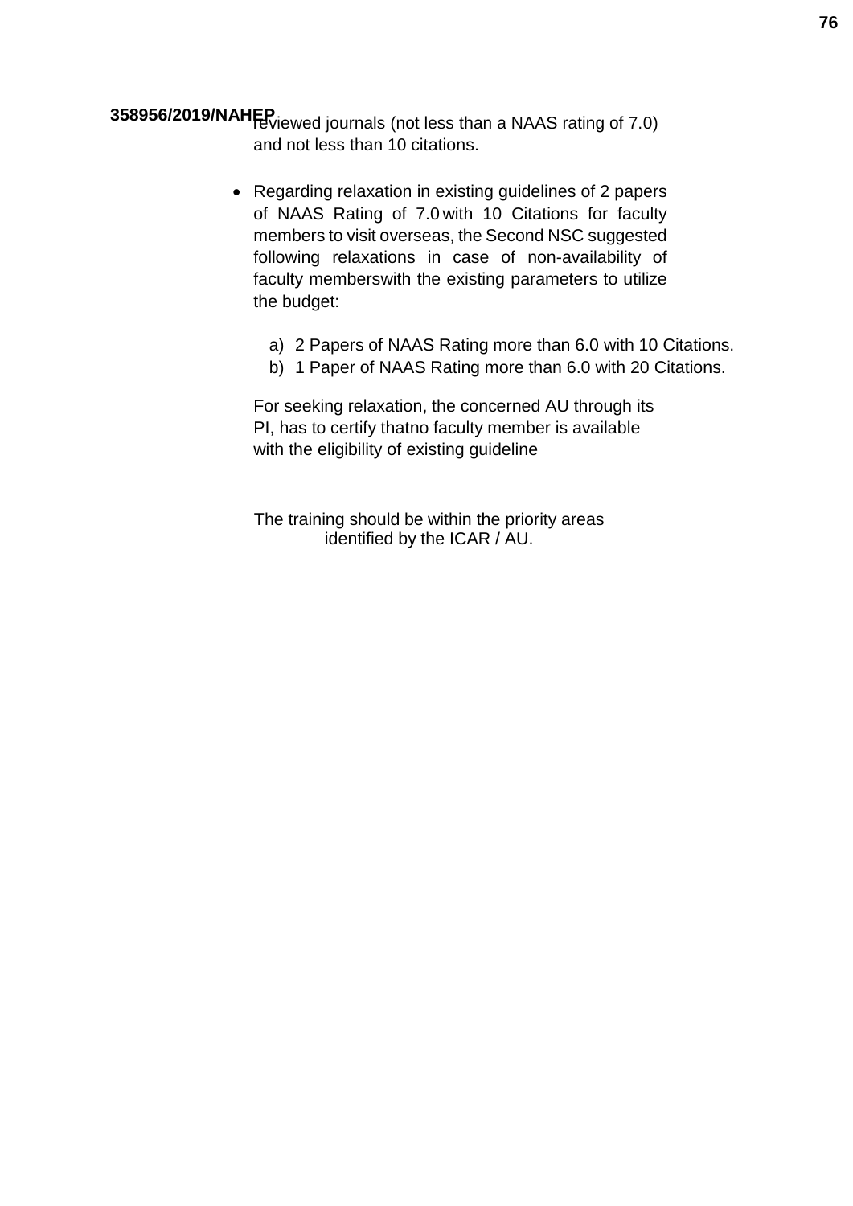reviewed journals (not less than a NAAS rating of 7.0) and not less than 10 citations.

- Regarding relaxation in existing guidelines of 2 papers of NAAS Rating of 7.0 with 10 Citations for faculty members to visit overseas, the Second NSC suggested following relaxations in case of non-availability of faculty memberswith the existing parameters to utilize the budget:

  a) 2 Papers of NAAS Rating more than 6.0 with 10 Citations.
  b) 1 Paper of NAAS Rating more than 6.0 with 20 Citations.

  For seeking relaxation, the concerned AU through its PI, has to certify thatno faculty member is available with the eligibility of existing guideline

  The training should be within the priority areas identified by the ICAR / AU.